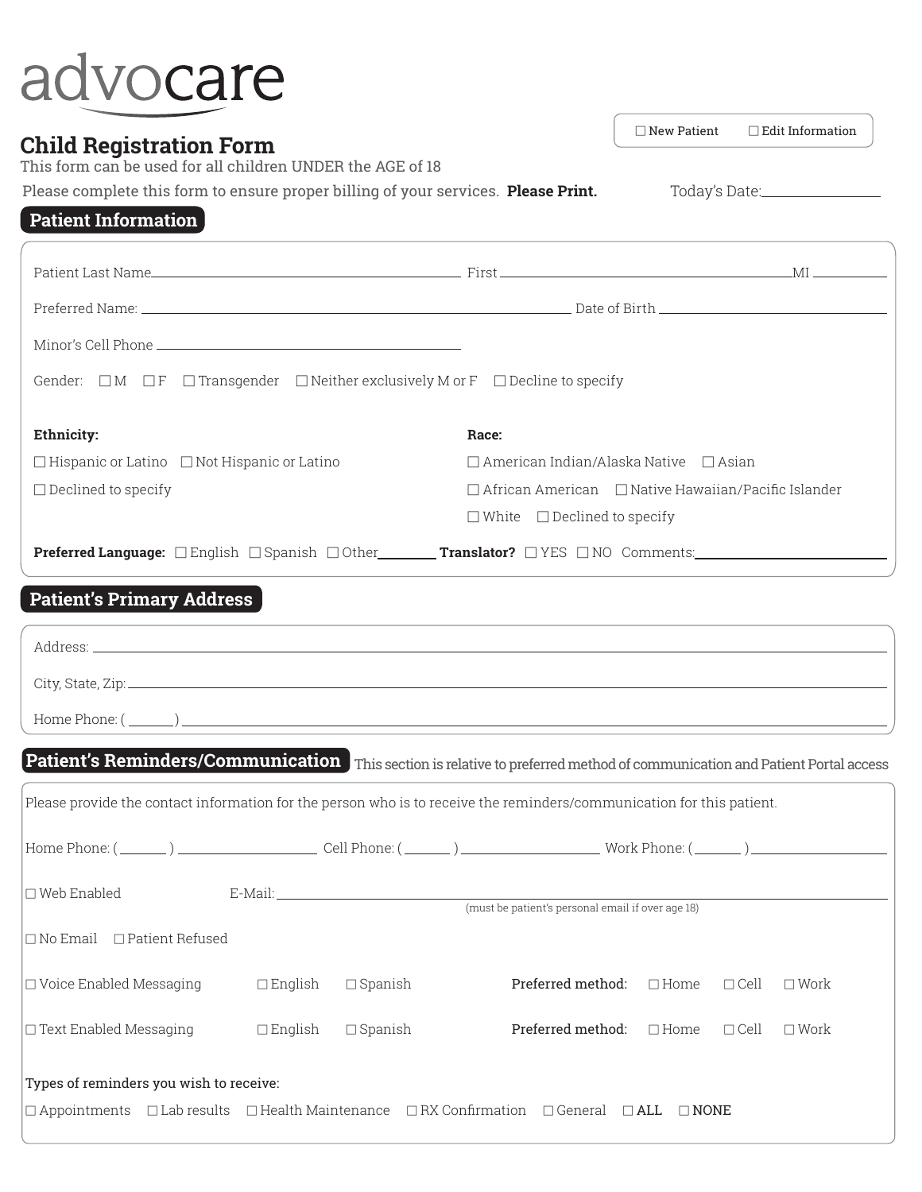advocare

☐ New Patient ☐ Edit Information

# Child Registration Form

This form can be used for all children UNDER the AGE of 18

Please complete this form to ensure proper billing of your services. **Please Print.**

Today's Date:_______________

## Patient Information

Patient Last Name_______________ First_______________ MI_______

Preferred Name: _______________ Date of Birth _______________

Minor's Cell Phone _______________

Gender: ☐ M ☐ F ☐ Transgender ☐ Neither exclusively M or F ☐ Decline to specify

**Ethnicity:**

☐ Hispanic or Latino ☐ Not Hispanic or Latino

☐ Declined to specify

**Race:**

☐ American Indian/Alaska Native ☐ Asian

☐ African American ☐ Native Hawaiian/Pacific Islander

☐ White ☐ Declined to specify

**Preferred Language:** ☐ English ☐ Spanish ☐ Other_______ **Translator?** ☐ YES ☐ NO Comments:_______________

## Patient's Primary Address

Address: _______________

City, State, Zip: _______________

Home Phone: ( _____ ) _______________

## Patient's Reminders/Communication

This section is relative to preferred method of communication and Patient Portal access

Please provide the contact information for the person who is to receive the reminders/communication for this patient.

Home Phone: ( _____ ) _______________ Cell Phone: ( _____ ) _______________ Work Phone: ( _____ ) _______________

☐ Web Enabled E-Mail: _______________

(must be patient's personal email if over age 18)

☐ No Email ☐ Patient Refused

☐ Voice Enabled Messaging ☐ English ☐ Spanish **Preferred method:** ☐ Home ☐ Cell ☐ Work

☐ Text Enabled Messaging ☐ English ☐ Spanish **Preferred method:** ☐ Home ☐ Cell ☐ Work

Types of reminders you wish to receive:

☐ Appointments ☐ Lab results ☐ Health Maintenance ☐ RX Confirmation ☐ General ☐ ALL ☐ NONE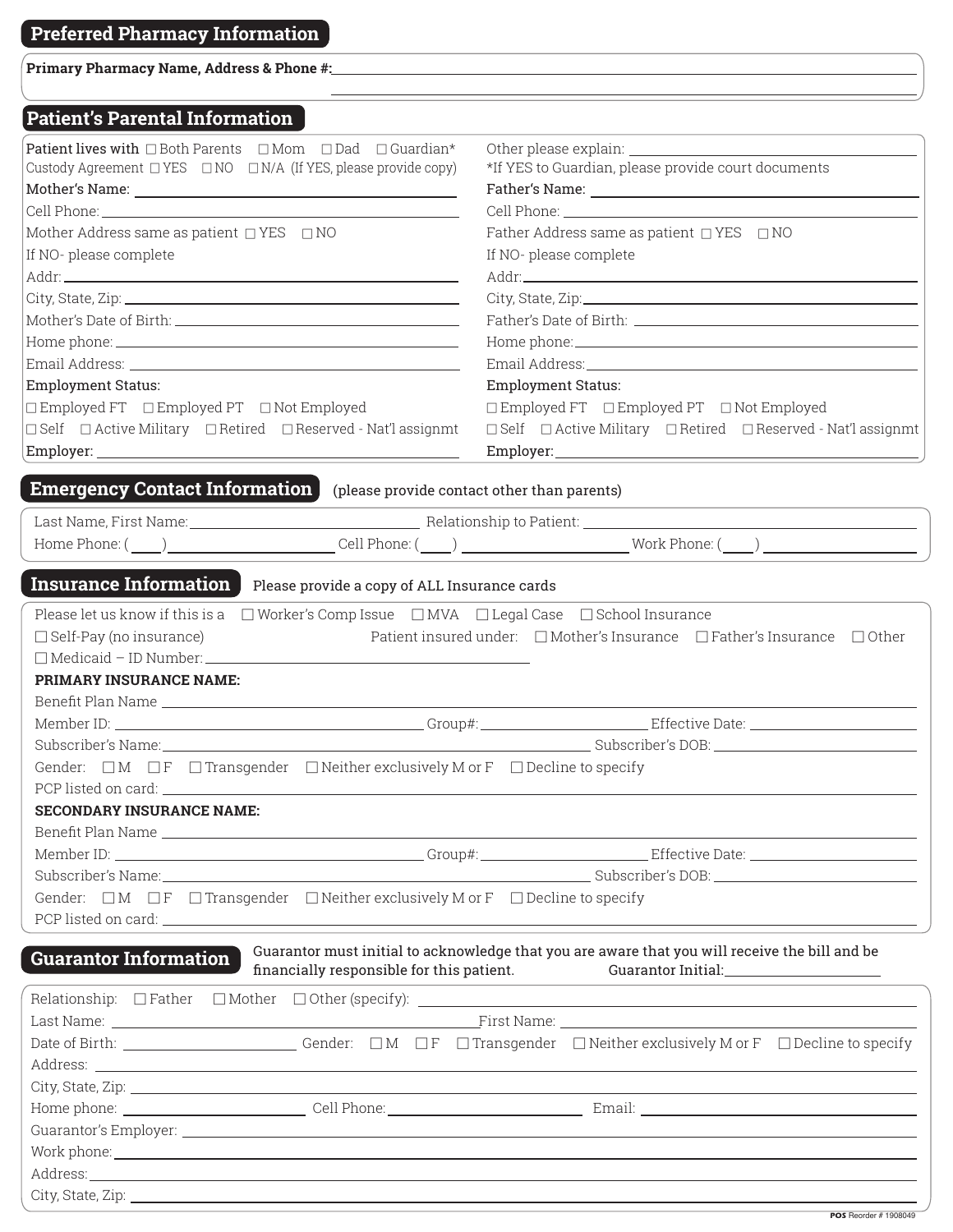## Preferred Pharmacy Information

**Primary Pharmacy Name, Address & Phone #:** ______________________________

## Patient's Parental Information

Patient lives with ☐ Both Parents ☐ Mom ☐ Dad ☐ Guardian*

Other please explain: ______________________________

Custody Agreement ☐ YES ☐ NO ☐ N/A (If YES, please provide copy)

*If YES to Guardian, please provide court documents

Mother's Name: ______________________________

Cell Phone: ______________________________

Mother Address same as patient ☐ YES ☐ NO

If NO- please complete

Addr: ______________________________

City, State, Zip: ______________________________

Mother's Date of Birth: ______________________________

Home phone: ______________________________

Email Address: ______________________________

Employment Status:

☐ Employed FT ☐ Employed PT ☐ Not Employed

☐ Self ☐ Active Military ☐ Retired ☐ Reserved - Nat'l assignmt

Employer: ______________________________

Father's Name: ______________________________

Cell Phone: ______________________________

Father Address same as patient ☐ YES ☐ NO

If NO- please complete

Addr: ______________________________

City, State, Zip: ______________________________

Father's Date of Birth: ______________________________

Home phone: ______________________________

Email Address: ______________________________

Employment Status:

☐ Employed FT ☐ Employed PT ☐ Not Employed

☐ Self ☐ Active Military ☐ Retired ☐ Reserved - Nat'l assignmt

Employer: ______________________________

## Emergency Contact Information

(please provide contact other than parents)

Last Name, First Name: ______________________________ Relationship to Patient: ______________________________

Home Phone: (____) ______________ Cell Phone: (____) ______________ Work Phone: (____) ______________

## Insurance Information

Please provide a copy of ALL Insurance cards

Please let us know if this is a ☐ Worker's Comp Issue ☐ MVA ☐ Legal Case ☐ School Insurance

☐ Self-Pay (no insurance)

Patient insured under: ☐ Mother's Insurance ☐ Father's Insurance ☐ Other

☐ Medicaid – ID Number: ______________________________

**PRIMARY INSURANCE NAME:**

Benefit Plan Name ______________________________

Member ID: ______________ Group#: ______________ Effective Date: ______________

Subscriber's Name: ______________________________ Subscriber's DOB: ______________

Gender: ☐ M ☐ F ☐ Transgender ☐ Neither exclusively M or F ☐ Decline to specify

PCP listed on card: ______________________________

**SECONDARY INSURANCE NAME:**

Benefit Plan Name ______________________________

Member ID: ______________ Group#: ______________ Effective Date: ______________

Subscriber's Name: ______________________________ Subscriber's DOB: ______________

Gender: ☐ M ☐ F ☐ Transgender ☐ Neither exclusively M or F ☐ Decline to specify

PCP listed on card: ______________________________

## Guarantor Information

Guarantor must initial to acknowledge that you are aware that you will receive the bill and be financially responsible for this patient. Guarantor Initial: ______________

Relationship: ☐ Father ☐ Mother ☐ Other (specify): ______________________________

Last Name: ______________________________ First Name: ______________________________

Date of Birth: ______________ Gender: ☐ M ☐ F ☐ Transgender ☐ Neither exclusively M or F ☐ Decline to specify

Address: ______________________________

City, State, Zip: ______________________________

Home phone: ______________ Cell Phone: ______________ Email: ______________

Guarantor's Employer: ______________________________

Work phone: ______________________________

Address: ______________________________

City, State, Zip: ______________________________

**POS** Reorder # 1908049